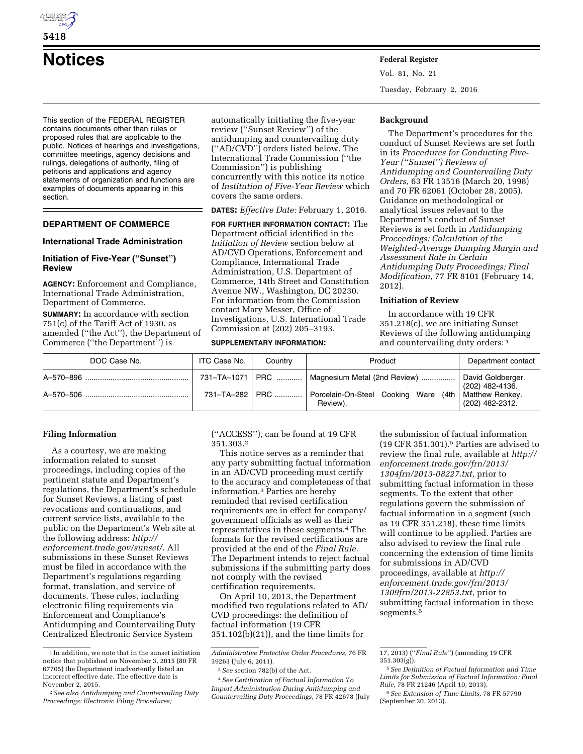# Notices

This section of the FEDERAL REGISTER contains documents other than rules or proposed rules that are applicable to the public. Notices of hearings and investigations, committee meetings, agency decisions and rulings, delegations of authority, filing of petitions and applications and agency statements of organization and functions are examples of documents appearing in this section.

## DEPARTMENT OF COMMERCE

### International Trade Administration

### Initiation of Five-Year ("Sunset") Review

**AGENCY:** Enforcement and Compliance, International Trade Administration, Department of Commerce.

**SUMMARY:** In accordance with section 751(c) of the Tariff Act of 1930, as amended ("the Act"), the Department of Commerce ("the Department") is automatically initiating the five-year review ("Sunset Review") of the antidumping and countervailing duty ("AD/CVD") orders listed below. The International Trade Commission ("the Commission") is publishing concurrently with this notice its notice of *Institution of Five-Year Review* which covers the same orders.

**DATES:** *Effective Date:* February 1, 2016.

**FOR FURTHER INFORMATION CONTACT:** The Department official identified in the *Initiation of Review* section below at AD/CVD Operations, Enforcement and Compliance, International Trade Administration, U.S. Department of Commerce, 14th Street and Constitution Avenue NW., Washington, DC 20230. For information from the Commission contact Mary Messer, Office of Investigations, U.S. International Trade Commission at (202) 205–3193.

**SUPPLEMENTARY INFORMATION:**

#### Background

The Department's procedures for the conduct of Sunset Reviews are set forth in its *Procedures for Conducting Five-Year ("Sunset") Reviews of Antidumping and Countervailing Duty Orders,* 63 FR 13516 (March 20, 1998) and 70 FR 62061 (October 28, 2005). Guidance on methodological or analytical issues relevant to the Department's conduct of Sunset Reviews is set forth in *Antidumping Proceedings: Calculation of the Weighted-Average Dumping Margin and Assessment Rate in Certain Antidumping Duty Proceedings; Final Modification,* 77 FR 8101 (February 14, 2012).

#### Initiation of Review

In accordance with 19 CFR 351.218(c), we are initiating Sunset Reviews of the following antidumping and countervailing duty orders: [1]

| DOC Case No. | ITC Case No. | Country | Product | Department contact |
|---|---|---|---|---|
| A–570–896 | 731–TA–1071 | PRC | Magnesium Metal (2nd Review) | David Goldberger. (202) 482-4136. |
| A–570–506 | 731–TA–282 | PRC | Porcelain-On-Steel Cooking Ware (4th Review). | Matthew Renkey. (202) 482-2312. |

#### Filing Information

As a courtesy, we are making information related to sunset proceedings, including copies of the pertinent statute and Department's regulations, the Department's schedule for Sunset Reviews, a listing of past revocations and continuations, and current service lists, available to the public on the Department's Web site at the following address: *http://enforcement.trade.gov/sunset/.* All submissions in these Sunset Reviews must be filed in accordance with the Department's regulations regarding format, translation, and service of documents. These rules, including electronic filing requirements via Enforcement and Compliance's Antidumping and Countervailing Duty Centralized Electronic Service System ("ACCESS"), can be found at 19 CFR 351.303.[2]

This notice serves as a reminder that any party submitting factual information in an AD/CVD proceeding must certify to the accuracy and completeness of that information.[3] Parties are hereby reminded that revised certification requirements are in effect for company/government officials as well as their representatives in these segments.[4] The formats for the revised certifications are provided at the end of the *Final Rule.* The Department intends to reject factual submissions if the submitting party does not comply with the revised certification requirements.

On April 10, 2013, the Department modified two regulations related to AD/CVD proceedings: the definition of factual information (19 CFR 351.102(b)(21)), and the time limits for the submission of factual information (19 CFR 351.301).[5] Parties are advised to review the final rule, available at *http://enforcement.trade.gov/frn/2013/1304frn/2013-08227.txt,* prior to submitting factual information in these segments. To the extent that other regulations govern the submission of factual information in a segment (such as 19 CFR 351.218), these time limits will continue to be applied. Parties are also advised to review the final rule concerning the extension of time limits for submissions in AD/CVD proceedings, available at *http://enforcement.trade.gov/frn/2013/1309frn/2013-22853.txt,* prior to submitting factual information in these segments.[6]

---

[1] In addition, we note that in the sunset initiation notice that published on November 3, 2015 (80 FR 67705) the Department inadvertently listed an incorrect effective date. The effective date is November 2, 2015.

[2] *See also Antidumping and Countervailing Duty Proceedings: Electronic Filing Procedures; Administrative Protective Order Procedures,* 76 FR 39263 (July 6, 2011).

[3] *See* section 782(b) of the Act.

[4] *See Certification of Factual Information To Import Administration During Antidumping and Countervailing Duty Proceedings,* 78 FR 42678 (July 17, 2013) ("*Final Rule*") (amending 19 CFR 351.303(g)).

[5] *See Definition of Factual Information and Time Limits for Submission of Factual Information: Final Rule,* 78 FR 21246 (April 10, 2013).

[6] *See Extension of Time Limits,* 78 FR 57790 (September 20, 2013).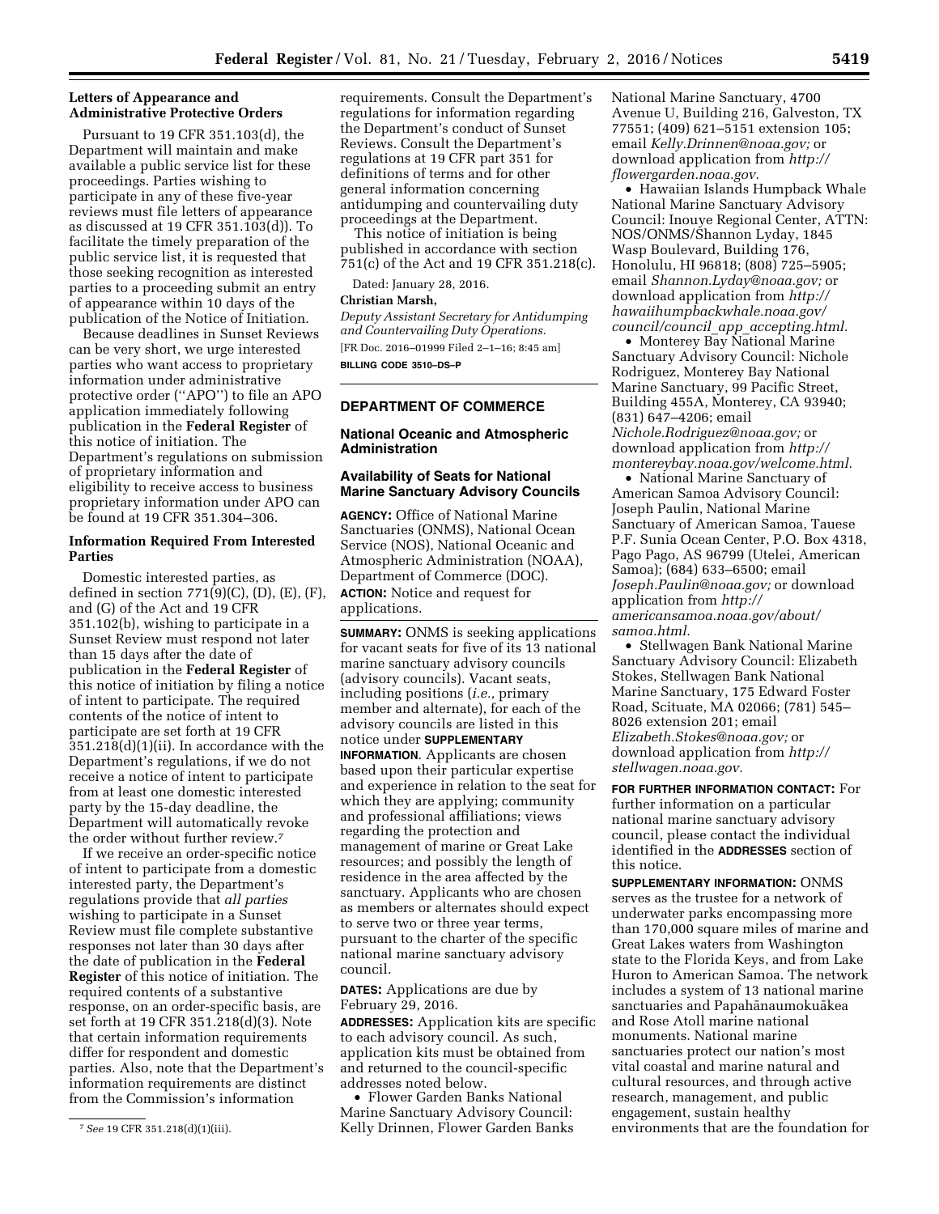### Letters of Appearance and Administrative Protective Orders

Pursuant to 19 CFR 351.103(d), the Department will maintain and make available a public service list for these proceedings. Parties wishing to participate in any of these five-year reviews must file letters of appearance as discussed at 19 CFR 351.103(d)). To facilitate the timely preparation of the public service list, it is requested that those seeking recognition as interested parties to a proceeding submit an entry of appearance within 10 days of the publication of the Notice of Initiation.

Because deadlines in Sunset Reviews can be very short, we urge interested parties who want access to proprietary information under administrative protective order (''APO'') to file an APO application immediately following publication in the **Federal Register** of this notice of initiation. The Department's regulations on submission of proprietary information and eligibility to receive access to business proprietary information under APO can be found at 19 CFR 351.304–306.

### Information Required From Interested Parties

Domestic interested parties, as defined in section 771(9)(C), (D), (E), (F), and (G) of the Act and 19 CFR 351.102(b), wishing to participate in a Sunset Review must respond not later than 15 days after the date of publication in the **Federal Register** of this notice of initiation by filing a notice of intent to participate. The required contents of the notice of intent to participate are set forth at 19 CFR 351.218(d)(1)(ii). In accordance with the Department's regulations, if we do not receive a notice of intent to participate from at least one domestic interested party by the 15-day deadline, the Department will automatically revoke the order without further review.[7]

If we receive an order-specific notice of intent to participate from a domestic interested party, the Department's regulations provide that *all parties* wishing to participate in a Sunset Review must file complete substantive responses not later than 30 days after the date of publication in the **Federal Register** of this notice of initiation. The required contents of a substantive response, on an order-specific basis, are set forth at 19 CFR 351.218(d)(3). Note that certain information requirements differ for respondent and domestic parties. Also, note that the Department's information requirements are distinct from the Commission's information requirements. Consult the Department's regulations for information regarding the Department's conduct of Sunset Reviews. Consult the Department's regulations at 19 CFR part 351 for definitions of terms and for other general information concerning antidumping and countervailing duty proceedings at the Department.

This notice of initiation is being published in accordance with section 751(c) of the Act and 19 CFR 351.218(c).

Dated: January 28, 2016.

**Christian Marsh,**

*Deputy Assistant Secretary for Antidumping and Countervailing Duty Operations.*

[FR Doc. 2016–01999 Filed 2–1–16; 8:45 am]

**BILLING CODE 3510–DS–P**

[7] *See* 19 CFR 351.218(d)(1)(iii).

## DEPARTMENT OF COMMERCE

### National Oceanic and Atmospheric Administration

### Availability of Seats for National Marine Sanctuary Advisory Councils

**AGENCY:** Office of National Marine Sanctuaries (ONMS), National Ocean Service (NOS), National Oceanic and Atmospheric Administration (NOAA), Department of Commerce (DOC).

**ACTION:** Notice and request for applications.

**SUMMARY:** ONMS is seeking applications for vacant seats for five of its 13 national marine sanctuary advisory councils (advisory councils). Vacant seats, including positions (*i.e.,* primary member and alternate), for each of the advisory councils are listed in this notice under **SUPPLEMENTARY INFORMATION**. Applicants are chosen based upon their particular expertise and experience in relation to the seat for which they are applying; community and professional affiliations; views regarding the protection and management of marine or Great Lake resources; and possibly the length of residence in the area affected by the sanctuary. Applicants who are chosen as members or alternates should expect to serve two or three year terms, pursuant to the charter of the specific national marine sanctuary advisory council.

**DATES:** Applications are due by February 29, 2016.

**ADDRESSES:** Application kits are specific to each advisory council. As such, application kits must be obtained from and returned to the council-specific addresses noted below.

- Flower Garden Banks National Marine Sanctuary Advisory Council: Kelly Drinnen, Flower Garden Banks National Marine Sanctuary, 4700 Avenue U, Building 216, Galveston, TX 77551; (409) 621–5151 extension 105; email *Kelly.Drinnen@noaa.gov;* or download application from *http://flowergarden.noaa.gov.*
- Hawaiian Islands Humpback Whale National Marine Sanctuary Advisory Council: Inouye Regional Center, ATTN: NOS/ONMS/Shannon Lyday, 1845 Wasp Boulevard, Building 176, Honolulu, HI 96818; (808) 725–5905; email *Shannon.Lyday@noaa.gov;* or download application from *http://hawaiihumpbackwhale.noaa.gov/council/council_app_accepting.html.*
- Monterey Bay National Marine Sanctuary Advisory Council: Nichole Rodriguez, Monterey Bay National Marine Sanctuary, 99 Pacific Street, Building 455A, Monterey, CA 93940; (831) 647–4206; email *Nichole.Rodriguez@noaa.gov;* or download application from *http://montereybay.noaa.gov/welcome.html.*
- National Marine Sanctuary of American Samoa Advisory Council: Joseph Paulin, National Marine Sanctuary of American Samoa, Tauese P.F. Sunia Ocean Center, P.O. Box 4318, Pago Pago, AS 96799 (Utelei, American Samoa); (684) 633–6500; email *Joseph.Paulin@noaa.gov;* or download application from *http://americansamoa.noaa.gov/about/samoa.html.*
- Stellwagen Bank National Marine Sanctuary Advisory Council: Elizabeth Stokes, Stellwagen Bank National Marine Sanctuary, 175 Edward Foster Road, Scituate, MA 02066; (781) 545–8026 extension 201; email *Elizabeth.Stokes@noaa.gov;* or download application from *http://stellwagen.noaa.gov.*

**FOR FURTHER INFORMATION CONTACT:** For further information on a particular national marine sanctuary advisory council, please contact the individual identified in the **ADDRESSES** section of this notice.

**SUPPLEMENTARY INFORMATION:** ONMS serves as the trustee for a network of underwater parks encompassing more than 170,000 square miles of marine and Great Lakes waters from Washington state to the Florida Keys, and from Lake Huron to American Samoa. The network includes a system of 13 national marine sanctuaries and Papahānaumokuākea and Rose Atoll marine national monuments. National marine sanctuaries protect our nation's most vital coastal and marine natural and cultural resources, and through active research, management, and public engagement, sustain healthy environments that are the foundation for